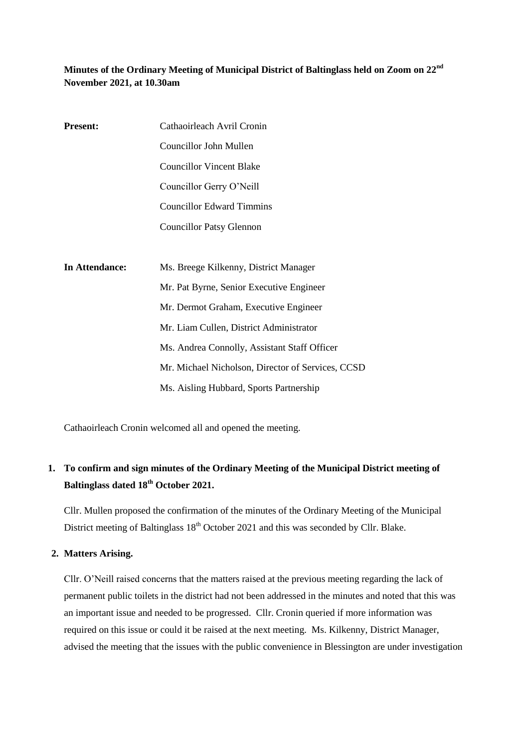**Minutes of the Ordinary Meeting of Municipal District of Baltinglass held on Zoom on 22nd November 2021, at 10.30am**

| | |
|---|---|
| **Present:** | Cathaoirleach Avril Cronin |
| | Councillor John Mullen |
| | Councillor Vincent Blake |
| | Councillor Gerry O'Neill |
| | Councillor Edward Timmins |
| | Councillor Patsy Glennon |
| | |
| **In Attendance:** | Ms. Breege Kilkenny, District Manager |
| | Mr. Pat Byrne, Senior Executive Engineer |
| | Mr. Dermot Graham, Executive Engineer |
| | Mr. Liam Cullen, District Administrator |
| | Ms. Andrea Connolly, Assistant Staff Officer |
| | Mr. Michael Nicholson, Director of Services, CCSD |
| | Ms. Aisling Hubbard, Sports Partnership |

Cathaoirleach Cronin welcomed all and opened the meeting.

1. **To confirm and sign minutes of the Ordinary Meeting of the Municipal District meeting of Baltinglass dated 18th October 2021.**

   Cllr. Mullen proposed the confirmation of the minutes of the Ordinary Meeting of the Municipal District meeting of Baltinglass 18th October 2021 and this was seconded by Cllr. Blake.

2. **Matters Arising.**

   Cllr. O'Neill raised concerns that the matters raised at the previous meeting regarding the lack of permanent public toilets in the district had not been addressed in the minutes and noted that this was an important issue and needed to be progressed. Cllr. Cronin queried if more information was required on this issue or could it be raised at the next meeting. Ms. Kilkenny, District Manager, advised the meeting that the issues with the public convenience in Blessington are under investigation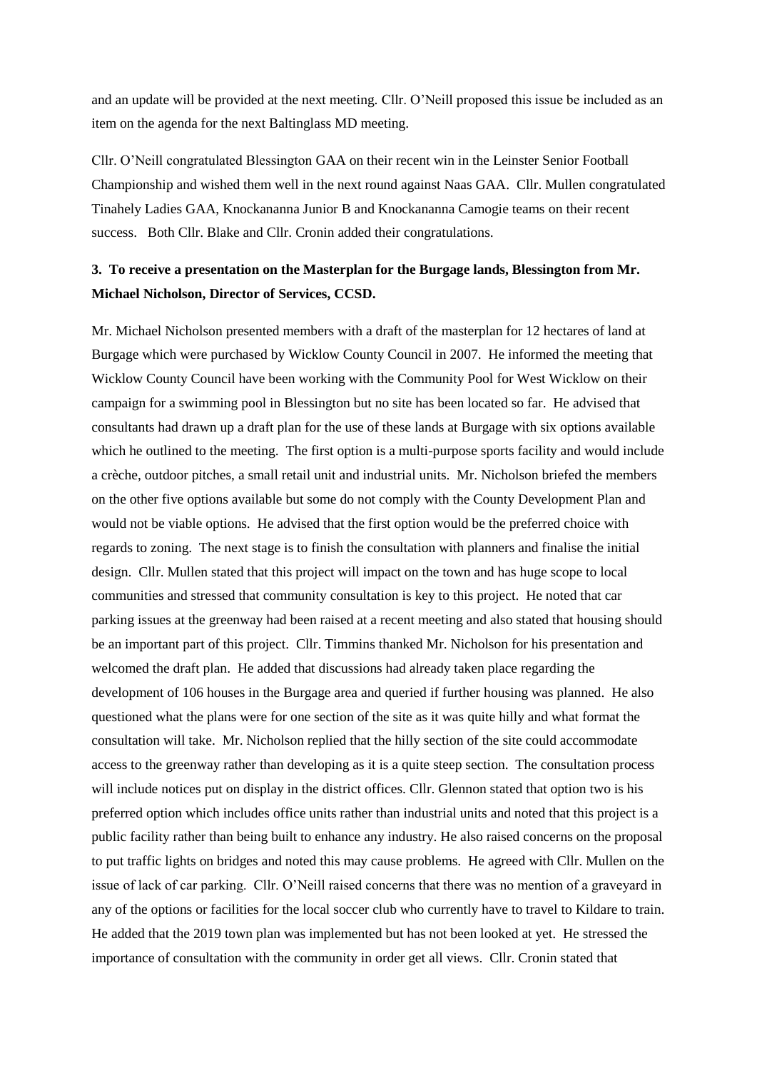and an update will be provided at the next meeting. Cllr. O'Neill proposed this issue be included as an item on the agenda for the next Baltinglass MD meeting.

Cllr. O'Neill congratulated Blessington GAA on their recent win in the Leinster Senior Football Championship and wished them well in the next round against Naas GAA. Cllr. Mullen congratulated Tinahely Ladies GAA, Knockananna Junior B and Knockananna Camogie teams on their recent success. Both Cllr. Blake and Cllr. Cronin added their congratulations.

**3. To receive a presentation on the Masterplan for the Burgage lands, Blessington from Mr. Michael Nicholson, Director of Services, CCSD.**

Mr. Michael Nicholson presented members with a draft of the masterplan for 12 hectares of land at Burgage which were purchased by Wicklow County Council in 2007. He informed the meeting that Wicklow County Council have been working with the Community Pool for West Wicklow on their campaign for a swimming pool in Blessington but no site has been located so far. He advised that consultants had drawn up a draft plan for the use of these lands at Burgage with six options available which he outlined to the meeting. The first option is a multi-purpose sports facility and would include a crèche, outdoor pitches, a small retail unit and industrial units. Mr. Nicholson briefed the members on the other five options available but some do not comply with the County Development Plan and would not be viable options. He advised that the first option would be the preferred choice with regards to zoning. The next stage is to finish the consultation with planners and finalise the initial design. Cllr. Mullen stated that this project will impact on the town and has huge scope to local communities and stressed that community consultation is key to this project. He noted that car parking issues at the greenway had been raised at a recent meeting and also stated that housing should be an important part of this project. Cllr. Timmins thanked Mr. Nicholson for his presentation and welcomed the draft plan. He added that discussions had already taken place regarding the development of 106 houses in the Burgage area and queried if further housing was planned. He also questioned what the plans were for one section of the site as it was quite hilly and what format the consultation will take. Mr. Nicholson replied that the hilly section of the site could accommodate access to the greenway rather than developing as it is a quite steep section. The consultation process will include notices put on display in the district offices. Cllr. Glennon stated that option two is his preferred option which includes office units rather than industrial units and noted that this project is a public facility rather than being built to enhance any industry. He also raised concerns on the proposal to put traffic lights on bridges and noted this may cause problems. He agreed with Cllr. Mullen on the issue of lack of car parking. Cllr. O'Neill raised concerns that there was no mention of a graveyard in any of the options or facilities for the local soccer club who currently have to travel to Kildare to train. He added that the 2019 town plan was implemented but has not been looked at yet. He stressed the importance of consultation with the community in order get all views. Cllr. Cronin stated that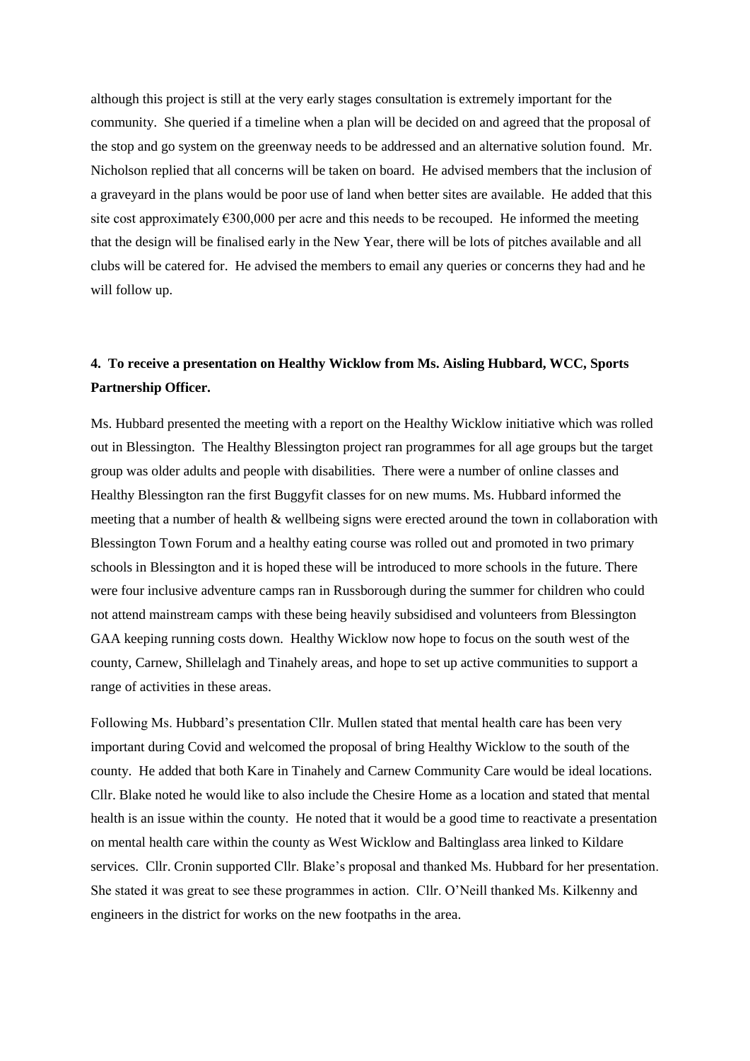although this project is still at the very early stages consultation is extremely important for the community. She queried if a timeline when a plan will be decided on and agreed that the proposal of the stop and go system on the greenway needs to be addressed and an alternative solution found. Mr. Nicholson replied that all concerns will be taken on board. He advised members that the inclusion of a graveyard in the plans would be poor use of land when better sites are available. He added that this site cost approximately €300,000 per acre and this needs to be recouped. He informed the meeting that the design will be finalised early in the New Year, there will be lots of pitches available and all clubs will be catered for. He advised the members to email any queries or concerns they had and he will follow up.

**4. To receive a presentation on Healthy Wicklow from Ms. Aisling Hubbard, WCC, Sports Partnership Officer.**

Ms. Hubbard presented the meeting with a report on the Healthy Wicklow initiative which was rolled out in Blessington. The Healthy Blessington project ran programmes for all age groups but the target group was older adults and people with disabilities. There were a number of online classes and Healthy Blessington ran the first Buggyfit classes for on new mums. Ms. Hubbard informed the meeting that a number of health & wellbeing signs were erected around the town in collaboration with Blessington Town Forum and a healthy eating course was rolled out and promoted in two primary schools in Blessington and it is hoped these will be introduced to more schools in the future. There were four inclusive adventure camps ran in Russborough during the summer for children who could not attend mainstream camps with these being heavily subsidised and volunteers from Blessington GAA keeping running costs down. Healthy Wicklow now hope to focus on the south west of the county, Carnew, Shillelagh and Tinahely areas, and hope to set up active communities to support a range of activities in these areas.

Following Ms. Hubbard's presentation Cllr. Mullen stated that mental health care has been very important during Covid and welcomed the proposal of bring Healthy Wicklow to the south of the county. He added that both Kare in Tinahely and Carnew Community Care would be ideal locations. Cllr. Blake noted he would like to also include the Chesire Home as a location and stated that mental health is an issue within the county. He noted that it would be a good time to reactivate a presentation on mental health care within the county as West Wicklow and Baltinglass area linked to Kildare services. Cllr. Cronin supported Cllr. Blake's proposal and thanked Ms. Hubbard for her presentation. She stated it was great to see these programmes in action. Cllr. O'Neill thanked Ms. Kilkenny and engineers in the district for works on the new footpaths in the area.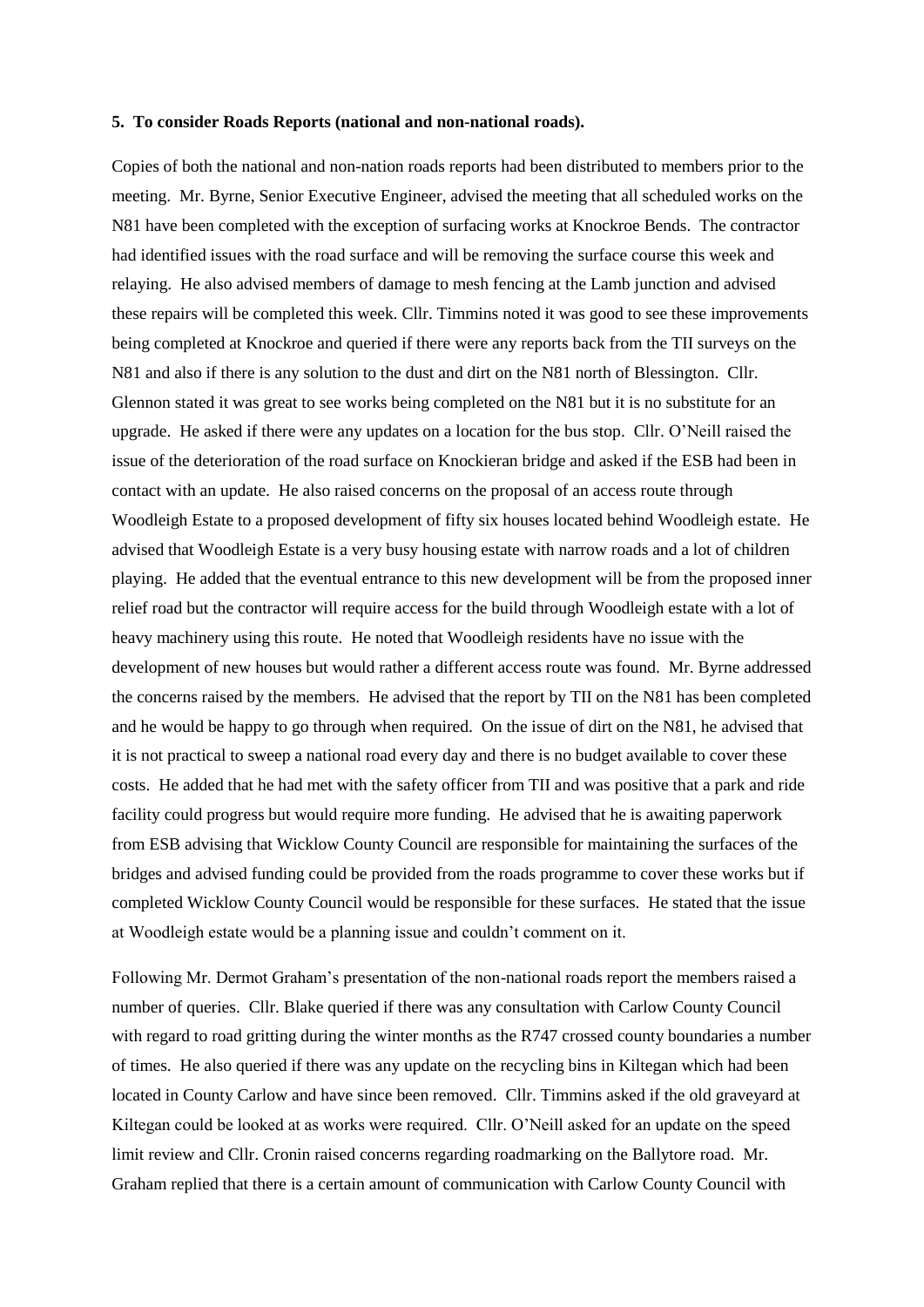**5. To consider Roads Reports (national and non-national roads).**

Copies of both the national and non-nation roads reports had been distributed to members prior to the meeting. Mr. Byrne, Senior Executive Engineer, advised the meeting that all scheduled works on the N81 have been completed with the exception of surfacing works at Knockroe Bends. The contractor had identified issues with the road surface and will be removing the surface course this week and relaying. He also advised members of damage to mesh fencing at the Lamb junction and advised these repairs will be completed this week. Cllr. Timmins noted it was good to see these improvements being completed at Knockroe and queried if there were any reports back from the TII surveys on the N81 and also if there is any solution to the dust and dirt on the N81 north of Blessington. Cllr. Glennon stated it was great to see works being completed on the N81 but it is no substitute for an upgrade. He asked if there were any updates on a location for the bus stop. Cllr. O'Neill raised the issue of the deterioration of the road surface on Knockieran bridge and asked if the ESB had been in contact with an update. He also raised concerns on the proposal of an access route through Woodleigh Estate to a proposed development of fifty six houses located behind Woodleigh estate. He advised that Woodleigh Estate is a very busy housing estate with narrow roads and a lot of children playing. He added that the eventual entrance to this new development will be from the proposed inner relief road but the contractor will require access for the build through Woodleigh estate with a lot of heavy machinery using this route. He noted that Woodleigh residents have no issue with the development of new houses but would rather a different access route was found. Mr. Byrne addressed the concerns raised by the members. He advised that the report by TII on the N81 has been completed and he would be happy to go through when required. On the issue of dirt on the N81, he advised that it is not practical to sweep a national road every day and there is no budget available to cover these costs. He added that he had met with the safety officer from TII and was positive that a park and ride facility could progress but would require more funding. He advised that he is awaiting paperwork from ESB advising that Wicklow County Council are responsible for maintaining the surfaces of the bridges and advised funding could be provided from the roads programme to cover these works but if completed Wicklow County Council would be responsible for these surfaces. He stated that the issue at Woodleigh estate would be a planning issue and couldn't comment on it.

Following Mr. Dermot Graham's presentation of the non-national roads report the members raised a number of queries. Cllr. Blake queried if there was any consultation with Carlow County Council with regard to road gritting during the winter months as the R747 crossed county boundaries a number of times. He also queried if there was any update on the recycling bins in Kiltegan which had been located in County Carlow and have since been removed. Cllr. Timmins asked if the old graveyard at Kiltegan could be looked at as works were required. Cllr. O'Neill asked for an update on the speed limit review and Cllr. Cronin raised concerns regarding roadmarking on the Ballytore road. Mr. Graham replied that there is a certain amount of communication with Carlow County Council with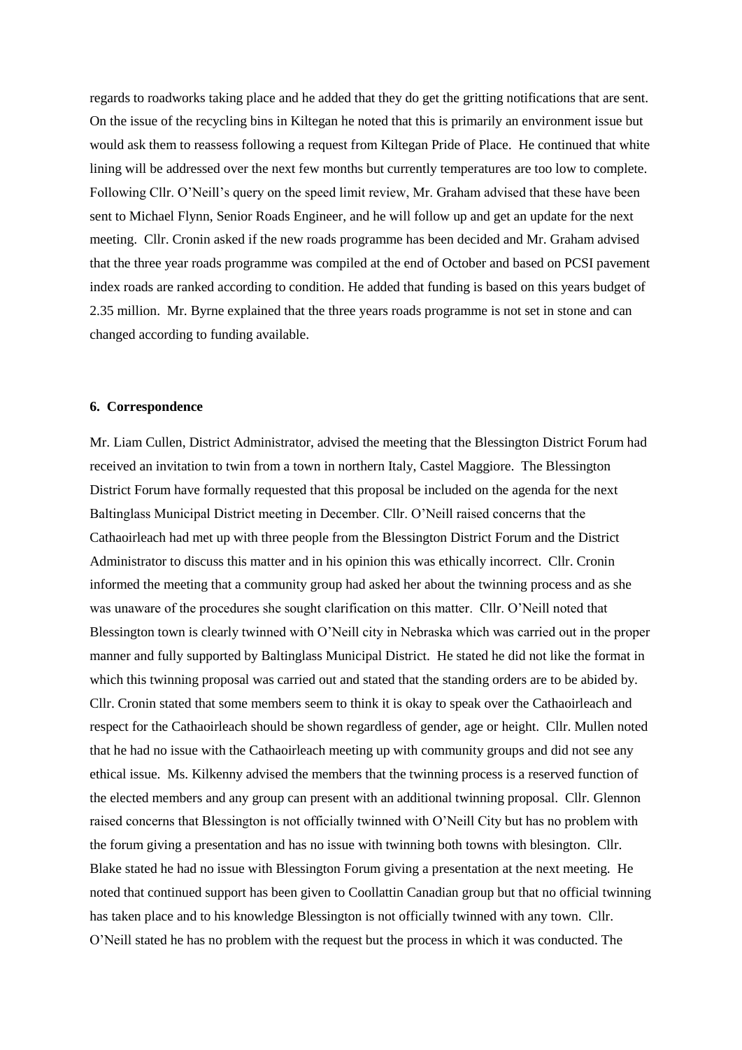regards to roadworks taking place and he added that they do get the gritting notifications that are sent. On the issue of the recycling bins in Kiltegan he noted that this is primarily an environment issue but would ask them to reassess following a request from Kiltegan Pride of Place. He continued that white lining will be addressed over the next few months but currently temperatures are too low to complete. Following Cllr. O'Neill's query on the speed limit review, Mr. Graham advised that these have been sent to Michael Flynn, Senior Roads Engineer, and he will follow up and get an update for the next meeting. Cllr. Cronin asked if the new roads programme has been decided and Mr. Graham advised that the three year roads programme was compiled at the end of October and based on PCSI pavement index roads are ranked according to condition. He added that funding is based on this years budget of 2.35 million. Mr. Byrne explained that the three years roads programme is not set in stone and can changed according to funding available.

**6. Correspondence**

Mr. Liam Cullen, District Administrator, advised the meeting that the Blessington District Forum had received an invitation to twin from a town in northern Italy, Castel Maggiore. The Blessington District Forum have formally requested that this proposal be included on the agenda for the next Baltinglass Municipal District meeting in December. Cllr. O'Neill raised concerns that the Cathaoirleach had met up with three people from the Blessington District Forum and the District Administrator to discuss this matter and in his opinion this was ethically incorrect. Cllr. Cronin informed the meeting that a community group had asked her about the twinning process and as she was unaware of the procedures she sought clarification on this matter. Cllr. O'Neill noted that Blessington town is clearly twinned with O'Neill city in Nebraska which was carried out in the proper manner and fully supported by Baltinglass Municipal District. He stated he did not like the format in which this twinning proposal was carried out and stated that the standing orders are to be abided by. Cllr. Cronin stated that some members seem to think it is okay to speak over the Cathaoirleach and respect for the Cathaoirleach should be shown regardless of gender, age or height. Cllr. Mullen noted that he had no issue with the Cathaoirleach meeting up with community groups and did not see any ethical issue. Ms. Kilkenny advised the members that the twinning process is a reserved function of the elected members and any group can present with an additional twinning proposal. Cllr. Glennon raised concerns that Blessington is not officially twinned with O'Neill City but has no problem with the forum giving a presentation and has no issue with twinning both towns with blesington. Cllr. Blake stated he had no issue with Blessington Forum giving a presentation at the next meeting. He noted that continued support has been given to Coollattin Canadian group but that no official twinning has taken place and to his knowledge Blessington is not officially twinned with any town. Cllr. O'Neill stated he has no problem with the request but the process in which it was conducted. The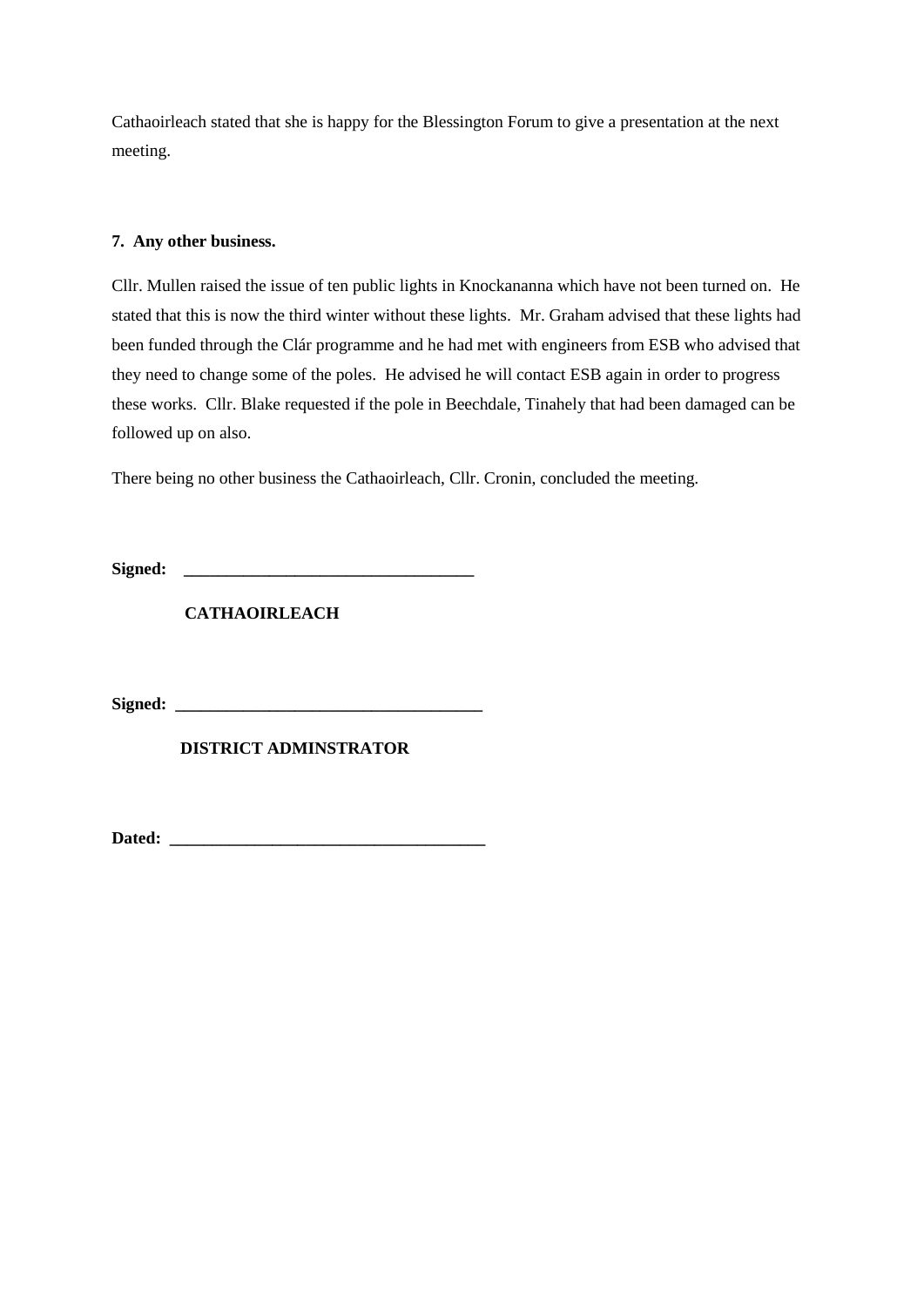Cathaoirleach stated that she is happy for the Blessington Forum to give a presentation at the next meeting.

**7. Any other business.**

Cllr. Mullen raised the issue of ten public lights in Knockananna which have not been turned on. He stated that this is now the third winter without these lights. Mr. Graham advised that these lights had been funded through the Clár programme and he had met with engineers from ESB who advised that they need to change some of the poles. He advised he will contact ESB again in order to progress these works. Cllr. Blake requested if the pole in Beechdale, Tinahely that had been damaged can be followed up on also.

There being no other business the Cathaoirleach, Cllr. Cronin, concluded the meeting.

**Signed:** ___________________________________

**CATHAOIRLEACH**

**Signed:** _____________________________________

**DISTRICT ADMINSTRATOR**

**Dated:** ______________________________________